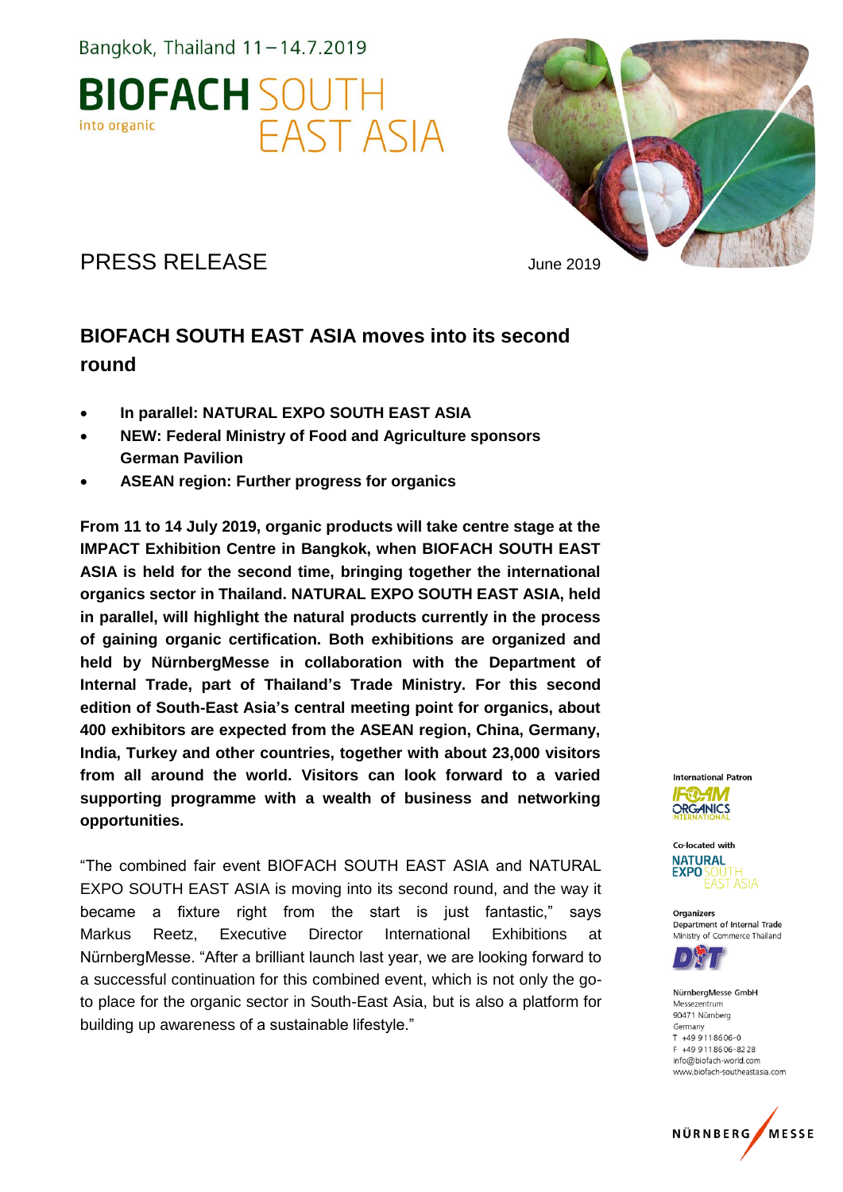Bangkok, Thailand 11 – 14.7.2019

# BIOFACH SOUTH EAST ASIA

into organic

PRESS RELEASE

June 2019

## BIOFACH SOUTH EAST ASIA moves into its second round

- **In parallel: NATURAL EXPO SOUTH EAST ASIA**
- **NEW: Federal Ministry of Food and Agriculture sponsors German Pavilion**
- **ASEAN region: Further progress for organics**

**From 11 to 14 July 2019, organic products will take centre stage at the IMPACT Exhibition Centre in Bangkok, when BIOFACH SOUTH EAST ASIA is held for the second time, bringing together the international organics sector in Thailand. NATURAL EXPO SOUTH EAST ASIA, held in parallel, will highlight the natural products currently in the process of gaining organic certification. Both exhibitions are organized and held by NürnbergMesse in collaboration with the Department of Internal Trade, part of Thailand's Trade Ministry. For this second edition of South-East Asia's central meeting point for organics, about 400 exhibitors are expected from the ASEAN region, China, Germany, India, Turkey and other countries, together with about 23,000 visitors from all around the world. Visitors can look forward to a varied supporting programme with a wealth of business and networking opportunities.**

"The combined fair event BIOFACH SOUTH EAST ASIA and NATURAL EXPO SOUTH EAST ASIA is moving into its second round, and the way it became a fixture right from the start is just fantastic," says Markus Reetz, Executive Director International Exhibitions at NürnbergMesse. "After a brilliant launch last year, we are looking forward to a successful continuation for this combined event, which is not only the go-to place for the organic sector in South-East Asia, but is also a platform for building up awareness of a sustainable lifestyle."

International Patron
IFOAM ORGANICS INTERNATIONAL

Co-located with
NATURAL EXPO SOUTH EAST ASIA

Organizers
Department of Internal Trade
Ministry of Commerce Thailand

NürnbergMesse GmbH
Messezentrum
90471 Nürnberg
Germany
T +49 9118606-0
F +49 9118606-8228
info@biofach-world.com
www.biofach-southeastasia.com

NÜRNBERG MESSE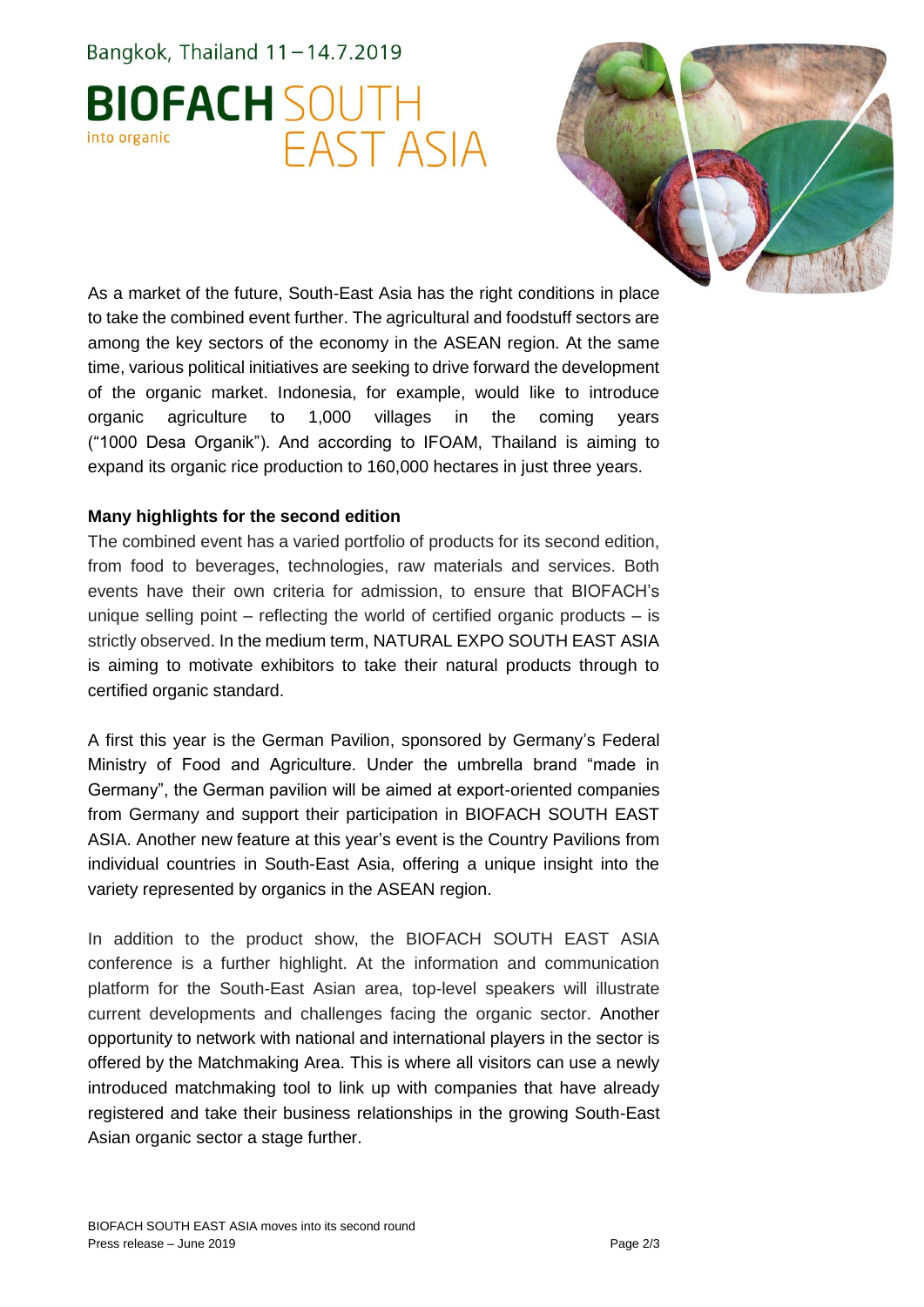As a market of the future, South-East Asia has the right conditions in place to take the combined event further. The agricultural and foodstuff sectors are among the key sectors of the economy in the ASEAN region. At the same time, various political initiatives are seeking to drive forward the development of the organic market. Indonesia, for example, would like to introduce organic agriculture to 1,000 villages in the coming years ("1000 Desa Organik"). And according to IFOAM, Thailand is aiming to expand its organic rice production to 160,000 hectares in just three years.

**Many highlights for the second edition**

The combined event has a varied portfolio of products for its second edition, from food to beverages, technologies, raw materials and services. Both events have their own criteria for admission, to ensure that BIOFACH's unique selling point – reflecting the world of certified organic products – is strictly observed. In the medium term, NATURAL EXPO SOUTH EAST ASIA is aiming to motivate exhibitors to take their natural products through to certified organic standard.

A first this year is the German Pavilion, sponsored by Germany's Federal Ministry of Food and Agriculture. Under the umbrella brand "made in Germany", the German pavilion will be aimed at export-oriented companies from Germany and support their participation in BIOFACH SOUTH EAST ASIA. Another new feature at this year's event is the Country Pavilions from individual countries in South-East Asia, offering a unique insight into the variety represented by organics in the ASEAN region.

In addition to the product show, the BIOFACH SOUTH EAST ASIA conference is a further highlight. At the information and communication platform for the South-East Asian area, top-level speakers will illustrate current developments and challenges facing the organic sector. Another opportunity to network with national and international players in the sector is offered by the Matchmaking Area. This is where all visitors can use a newly introduced matchmaking tool to link up with companies that have already registered and take their business relationships in the growing South-East Asian organic sector a stage further.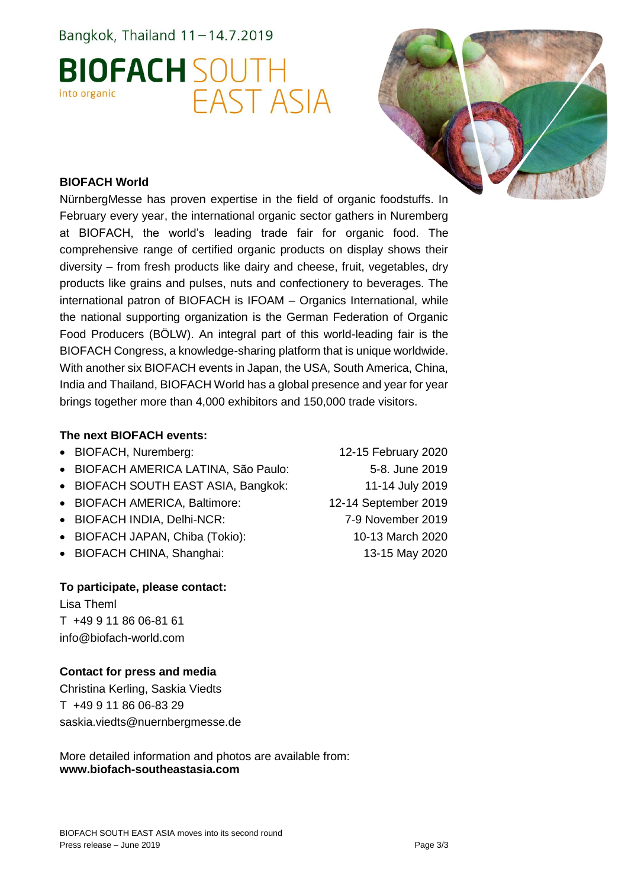Bangkok, Thailand 11 – 14.7.2019

**BIOFACH** SOUTH EAST ASIA

into organic

**BIOFACH World**

NürnbergMesse has proven expertise in the field of organic foodstuffs. In February every year, the international organic sector gathers in Nuremberg at BIOFACH, the world's leading trade fair for organic food. The comprehensive range of certified organic products on display shows their diversity – from fresh products like dairy and cheese, fruit, vegetables, dry products like grains and pulses, nuts and confectionery to beverages. The international patron of BIOFACH is IFOAM – Organics International, while the national supporting organization is the German Federation of Organic Food Producers (BÖLW). An integral part of this world-leading fair is the BIOFACH Congress, a knowledge-sharing platform that is unique worldwide. With another six BIOFACH events in Japan, the USA, South America, China, India and Thailand, BIOFACH World has a global presence and year for year brings together more than 4,000 exhibitors and 150,000 trade visitors.

**The next BIOFACH events:**

- BIOFACH, Nuremberg: 12-15 February 2020
- BIOFACH AMERICA LATINA, São Paulo: 5-8. June 2019
- BIOFACH SOUTH EAST ASIA, Bangkok: 11-14 July 2019
- BIOFACH AMERICA, Baltimore: 12-14 September 2019
- BIOFACH INDIA, Delhi-NCR: 7-9 November 2019
- BIOFACH JAPAN, Chiba (Tokio): 10-13 March 2020
- BIOFACH CHINA, Shanghai: 13-15 May 2020

**To participate, please contact:**

Lisa Theml
T +49 9 11 86 06-81 61
info@biofach-world.com

**Contact for press and media**

Christina Kerling, Saskia Viedts
T +49 9 11 86 06-83 29
saskia.viedts@nuernbergmesse.de

More detailed information and photos are available from:
**www.biofach-southeastasia.com**

BIOFACH SOUTH EAST ASIA moves into its second round
Press release – June 2019